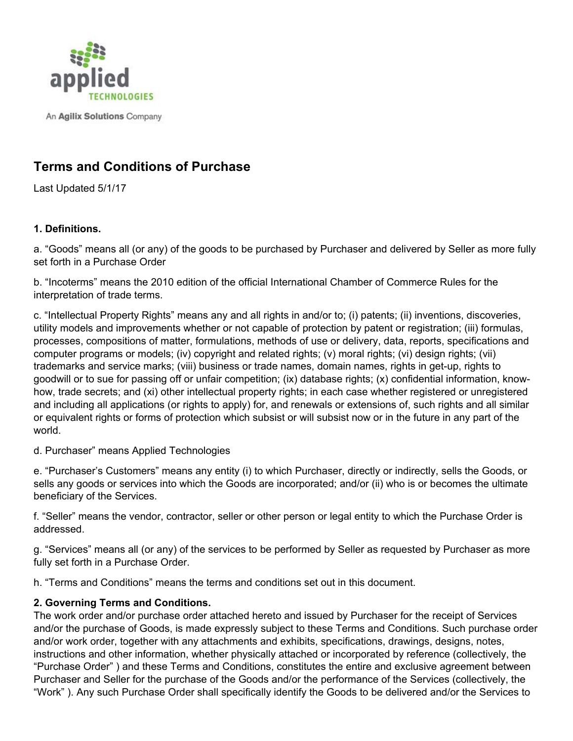applied TECHNOLOGIES

An **Agilix Solutions** Company

## Terms and Conditions of Purchase

Last Updated 5/1/17

### 1. Definitions.

a. "Goods" means all (or any) of the goods to be purchased by Purchaser and delivered by Seller as more fully set forth in a Purchase Order

b. "Incoterms" means the 2010 edition of the official International Chamber of Commerce Rules for the interpretation of trade terms.

c. "Intellectual Property Rights" means any and all rights in and/or to; (i) patents; (ii) inventions, discoveries, utility models and improvements whether or not capable of protection by patent or registration; (iii) formulas, processes, compositions of matter, formulations, methods of use or delivery, data, reports, specifications and computer programs or models; (iv) copyright and related rights; (v) moral rights; (vi) design rights; (vii) trademarks and service marks; (viii) business or trade names, domain names, rights in get-up, rights to goodwill or to sue for passing off or unfair competition; (ix) database rights; (x) confidential information, know-how, trade secrets; and (xi) other intellectual property rights; in each case whether registered or unregistered and including all applications (or rights to apply) for, and renewals or extensions of, such rights and all similar or equivalent rights or forms of protection which subsist or will subsist now or in the future in any part of the world.

d. Purchaser" means Applied Technologies

e. "Purchaser's Customers" means any entity (i) to which Purchaser, directly or indirectly, sells the Goods, or sells any goods or services into which the Goods are incorporated; and/or (ii) who is or becomes the ultimate beneficiary of the Services.

f. "Seller" means the vendor, contractor, seller or other person or legal entity to which the Purchase Order is addressed.

g. "Services" means all (or any) of the services to be performed by Seller as requested by Purchaser as more fully set forth in a Purchase Order.

h. "Terms and Conditions" means the terms and conditions set out in this document.

### 2. Governing Terms and Conditions.

The work order and/or purchase order attached hereto and issued by Purchaser for the receipt of Services and/or the purchase of Goods, is made expressly subject to these Terms and Conditions. Such purchase order and/or work order, together with any attachments and exhibits, specifications, drawings, designs, notes, instructions and other information, whether physically attached or incorporated by reference (collectively, the "Purchase Order" ) and these Terms and Conditions, constitutes the entire and exclusive agreement between Purchaser and Seller for the purchase of the Goods and/or the performance of the Services (collectively, the "Work" ). Any such Purchase Order shall specifically identify the Goods to be delivered and/or the Services to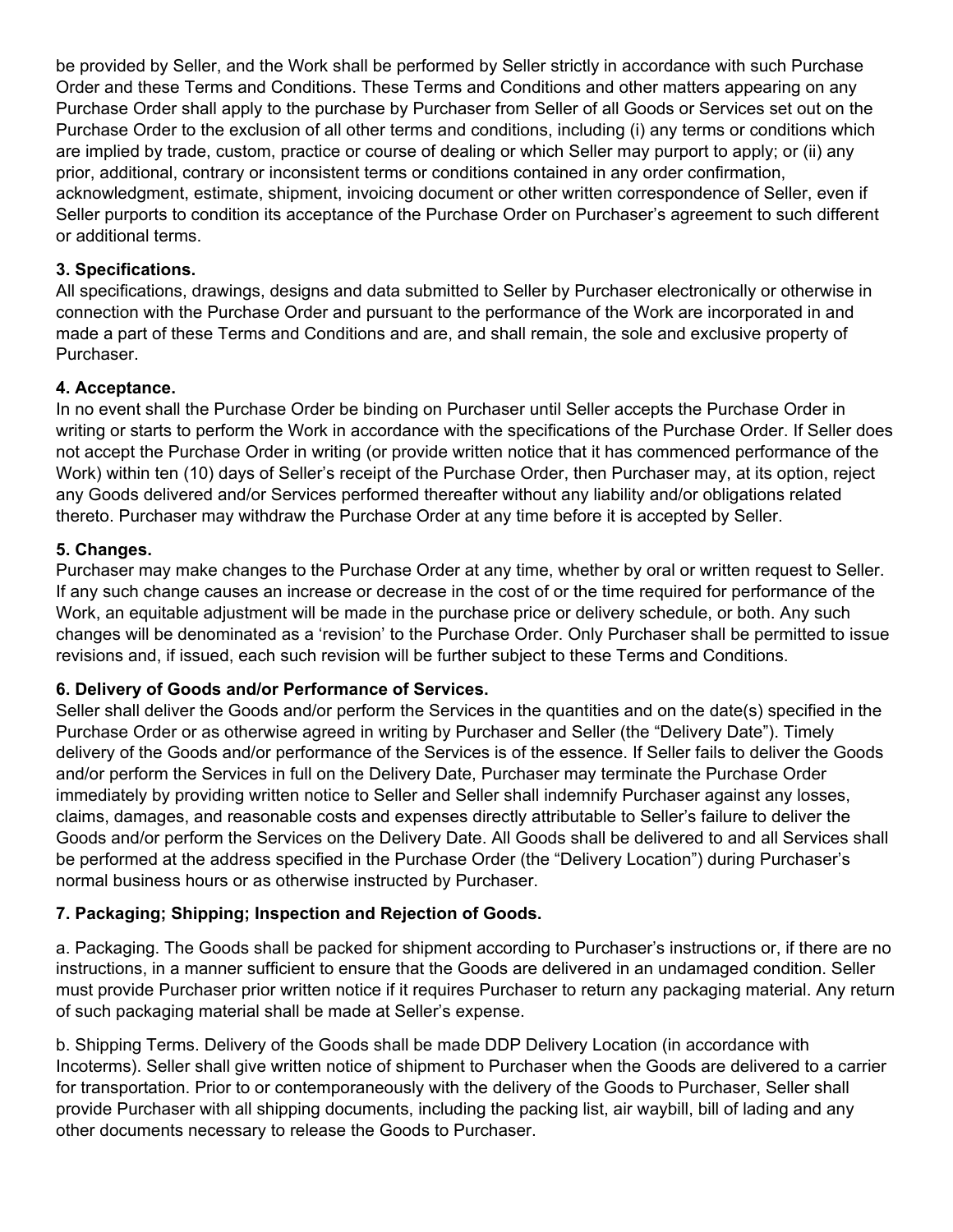be provided by Seller, and the Work shall be performed by Seller strictly in accordance with such Purchase Order and these Terms and Conditions. These Terms and Conditions and other matters appearing on any Purchase Order shall apply to the purchase by Purchaser from Seller of all Goods or Services set out on the Purchase Order to the exclusion of all other terms and conditions, including (i) any terms or conditions which are implied by trade, custom, practice or course of dealing or which Seller may purport to apply; or (ii) any prior, additional, contrary or inconsistent terms or conditions contained in any order confirmation, acknowledgment, estimate, shipment, invoicing document or other written correspondence of Seller, even if Seller purports to condition its acceptance of the Purchase Order on Purchaser's agreement to such different or additional terms.

**3. Specifications.**

All specifications, drawings, designs and data submitted to Seller by Purchaser electronically or otherwise in connection with the Purchase Order and pursuant to the performance of the Work are incorporated in and made a part of these Terms and Conditions and are, and shall remain, the sole and exclusive property of Purchaser.

**4. Acceptance.**

In no event shall the Purchase Order be binding on Purchaser until Seller accepts the Purchase Order in writing or starts to perform the Work in accordance with the specifications of the Purchase Order. If Seller does not accept the Purchase Order in writing (or provide written notice that it has commenced performance of the Work) within ten (10) days of Seller's receipt of the Purchase Order, then Purchaser may, at its option, reject any Goods delivered and/or Services performed thereafter without any liability and/or obligations related thereto. Purchaser may withdraw the Purchase Order at any time before it is accepted by Seller.

**5. Changes.**

Purchaser may make changes to the Purchase Order at any time, whether by oral or written request to Seller. If any such change causes an increase or decrease in the cost of or the time required for performance of the Work, an equitable adjustment will be made in the purchase price or delivery schedule, or both. Any such changes will be denominated as a 'revision' to the Purchase Order. Only Purchaser shall be permitted to issue revisions and, if issued, each such revision will be further subject to these Terms and Conditions.

**6. Delivery of Goods and/or Performance of Services.**

Seller shall deliver the Goods and/or perform the Services in the quantities and on the date(s) specified in the Purchase Order or as otherwise agreed in writing by Purchaser and Seller (the "Delivery Date"). Timely delivery of the Goods and/or performance of the Services is of the essence. If Seller fails to deliver the Goods and/or perform the Services in full on the Delivery Date, Purchaser may terminate the Purchase Order immediately by providing written notice to Seller and Seller shall indemnify Purchaser against any losses, claims, damages, and reasonable costs and expenses directly attributable to Seller's failure to deliver the Goods and/or perform the Services on the Delivery Date. All Goods shall be delivered to and all Services shall be performed at the address specified in the Purchase Order (the "Delivery Location") during Purchaser's normal business hours or as otherwise instructed by Purchaser.

**7. Packaging; Shipping; Inspection and Rejection of Goods.**

a. Packaging. The Goods shall be packed for shipment according to Purchaser's instructions or, if there are no instructions, in a manner sufficient to ensure that the Goods are delivered in an undamaged condition. Seller must provide Purchaser prior written notice if it requires Purchaser to return any packaging material. Any return of such packaging material shall be made at Seller's expense.

b. Shipping Terms. Delivery of the Goods shall be made DDP Delivery Location (in accordance with Incoterms). Seller shall give written notice of shipment to Purchaser when the Goods are delivered to a carrier for transportation. Prior to or contemporaneously with the delivery of the Goods to Purchaser, Seller shall provide Purchaser with all shipping documents, including the packing list, air waybill, bill of lading and any other documents necessary to release the Goods to Purchaser.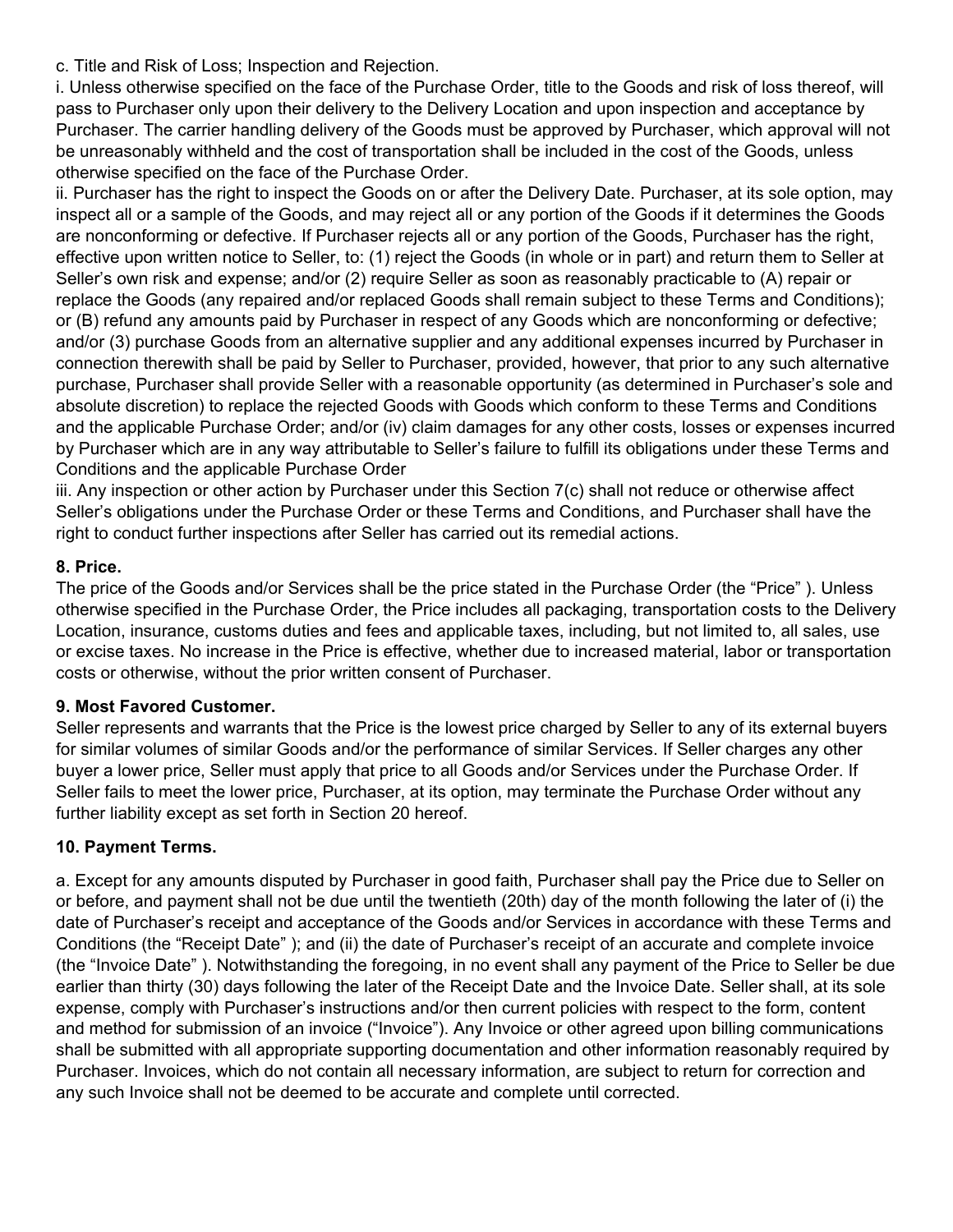c. Title and Risk of Loss; Inspection and Rejection.

i. Unless otherwise specified on the face of the Purchase Order, title to the Goods and risk of loss thereof, will pass to Purchaser only upon their delivery to the Delivery Location and upon inspection and acceptance by Purchaser. The carrier handling delivery of the Goods must be approved by Purchaser, which approval will not be unreasonably withheld and the cost of transportation shall be included in the cost of the Goods, unless otherwise specified on the face of the Purchase Order.

ii. Purchaser has the right to inspect the Goods on or after the Delivery Date. Purchaser, at its sole option, may inspect all or a sample of the Goods, and may reject all or any portion of the Goods if it determines the Goods are nonconforming or defective. If Purchaser rejects all or any portion of the Goods, Purchaser has the right, effective upon written notice to Seller, to: (1) reject the Goods (in whole or in part) and return them to Seller at Seller's own risk and expense; and/or (2) require Seller as soon as reasonably practicable to (A) repair or replace the Goods (any repaired and/or replaced Goods shall remain subject to these Terms and Conditions); or (B) refund any amounts paid by Purchaser in respect of any Goods which are nonconforming or defective; and/or (3) purchase Goods from an alternative supplier and any additional expenses incurred by Purchaser in connection therewith shall be paid by Seller to Purchaser, provided, however, that prior to any such alternative purchase, Purchaser shall provide Seller with a reasonable opportunity (as determined in Purchaser's sole and absolute discretion) to replace the rejected Goods with Goods which conform to these Terms and Conditions and the applicable Purchase Order; and/or (iv) claim damages for any other costs, losses or expenses incurred by Purchaser which are in any way attributable to Seller's failure to fulfill its obligations under these Terms and Conditions and the applicable Purchase Order

iii. Any inspection or other action by Purchaser under this Section 7(c) shall not reduce or otherwise affect Seller's obligations under the Purchase Order or these Terms and Conditions, and Purchaser shall have the right to conduct further inspections after Seller has carried out its remedial actions.

**8. Price.**

The price of the Goods and/or Services shall be the price stated in the Purchase Order (the "Price" ). Unless otherwise specified in the Purchase Order, the Price includes all packaging, transportation costs to the Delivery Location, insurance, customs duties and fees and applicable taxes, including, but not limited to, all sales, use or excise taxes. No increase in the Price is effective, whether due to increased material, labor or transportation costs or otherwise, without the prior written consent of Purchaser.

**9. Most Favored Customer.**

Seller represents and warrants that the Price is the lowest price charged by Seller to any of its external buyers for similar volumes of similar Goods and/or the performance of similar Services. If Seller charges any other buyer a lower price, Seller must apply that price to all Goods and/or Services under the Purchase Order. If Seller fails to meet the lower price, Purchaser, at its option, may terminate the Purchase Order without any further liability except as set forth in Section 20 hereof.

**10. Payment Terms.**

a. Except for any amounts disputed by Purchaser in good faith, Purchaser shall pay the Price due to Seller on or before, and payment shall not be due until the twentieth (20th) day of the month following the later of (i) the date of Purchaser's receipt and acceptance of the Goods and/or Services in accordance with these Terms and Conditions (the "Receipt Date" ); and (ii) the date of Purchaser's receipt of an accurate and complete invoice (the "Invoice Date" ). Notwithstanding the foregoing, in no event shall any payment of the Price to Seller be due earlier than thirty (30) days following the later of the Receipt Date and the Invoice Date. Seller shall, at its sole expense, comply with Purchaser's instructions and/or then current policies with respect to the form, content and method for submission of an invoice ("Invoice"). Any Invoice or other agreed upon billing communications shall be submitted with all appropriate supporting documentation and other information reasonably required by Purchaser. Invoices, which do not contain all necessary information, are subject to return for correction and any such Invoice shall not be deemed to be accurate and complete until corrected.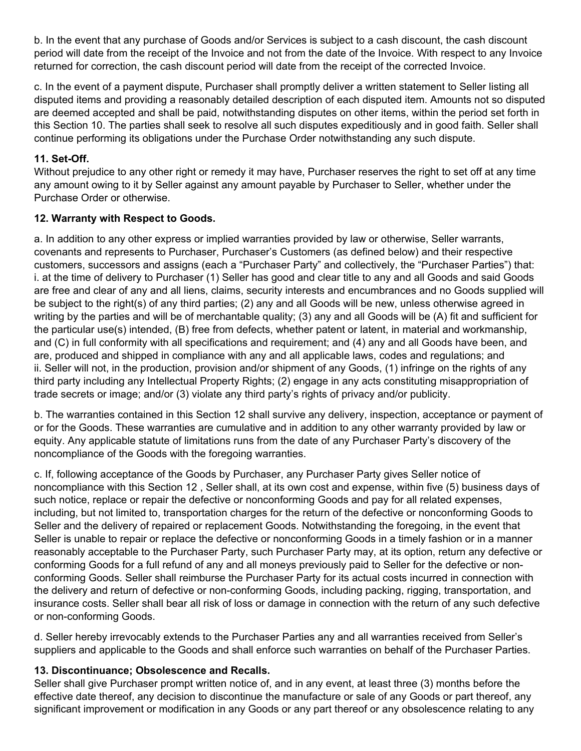b. In the event that any purchase of Goods and/or Services is subject to a cash discount, the cash discount period will date from the receipt of the Invoice and not from the date of the Invoice. With respect to any Invoice returned for correction, the cash discount period will date from the receipt of the corrected Invoice.

c. In the event of a payment dispute, Purchaser shall promptly deliver a written statement to Seller listing all disputed items and providing a reasonably detailed description of each disputed item. Amounts not so disputed are deemed accepted and shall be paid, notwithstanding disputes on other items, within the period set forth in this Section 10. The parties shall seek to resolve all such disputes expeditiously and in good faith. Seller shall continue performing its obligations under the Purchase Order notwithstanding any such dispute.

**11. Set-Off.**
Without prejudice to any other right or remedy it may have, Purchaser reserves the right to set off at any time any amount owing to it by Seller against any amount payable by Purchaser to Seller, whether under the Purchase Order or otherwise.

**12. Warranty with Respect to Goods.**

a. In addition to any other express or implied warranties provided by law or otherwise, Seller warrants, covenants and represents to Purchaser, Purchaser's Customers (as defined below) and their respective customers, successors and assigns (each a "Purchaser Party" and collectively, the "Purchaser Parties") that:
i. at the time of delivery to Purchaser (1) Seller has good and clear title to any and all Goods and said Goods are free and clear of any and all liens, claims, security interests and encumbrances and no Goods supplied will be subject to the right(s) of any third parties; (2) any and all Goods will be new, unless otherwise agreed in writing by the parties and will be of merchantable quality; (3) any and all Goods will be (A) fit and sufficient for the particular use(s) intended, (B) free from defects, whether patent or latent, in material and workmanship, and (C) in full conformity with all specifications and requirement; and (4) any and all Goods have been, and are, produced and shipped in compliance with any and all applicable laws, codes and regulations; and
ii. Seller will not, in the production, provision and/or shipment of any Goods, (1) infringe on the rights of any third party including any Intellectual Property Rights; (2) engage in any acts constituting misappropriation of trade secrets or image; and/or (3) violate any third party's rights of privacy and/or publicity.

b. The warranties contained in this Section 12 shall survive any delivery, inspection, acceptance or payment of or for the Goods. These warranties are cumulative and in addition to any other warranty provided by law or equity. Any applicable statute of limitations runs from the date of any Purchaser Party's discovery of the noncompliance of the Goods with the foregoing warranties.

c. If, following acceptance of the Goods by Purchaser, any Purchaser Party gives Seller notice of noncompliance with this Section 12 , Seller shall, at its own cost and expense, within five (5) business days of such notice, replace or repair the defective or nonconforming Goods and pay for all related expenses, including, but not limited to, transportation charges for the return of the defective or nonconforming Goods to Seller and the delivery of repaired or replacement Goods. Notwithstanding the foregoing, in the event that Seller is unable to repair or replace the defective or nonconforming Goods in a timely fashion or in a manner reasonably acceptable to the Purchaser Party, such Purchaser Party may, at its option, return any defective or conforming Goods for a full refund of any and all moneys previously paid to Seller for the defective or non-conforming Goods. Seller shall reimburse the Purchaser Party for its actual costs incurred in connection with the delivery and return of defective or non-conforming Goods, including packing, rigging, transportation, and insurance costs. Seller shall bear all risk of loss or damage in connection with the return of any such defective or non-conforming Goods.

d. Seller hereby irrevocably extends to the Purchaser Parties any and all warranties received from Seller's suppliers and applicable to the Goods and shall enforce such warranties on behalf of the Purchaser Parties.

**13. Discontinuance; Obsolescence and Recalls.**
Seller shall give Purchaser prompt written notice of, and in any event, at least three (3) months before the effective date thereof, any decision to discontinue the manufacture or sale of any Goods or part thereof, any significant improvement or modification in any Goods or any part thereof or any obsolescence relating to any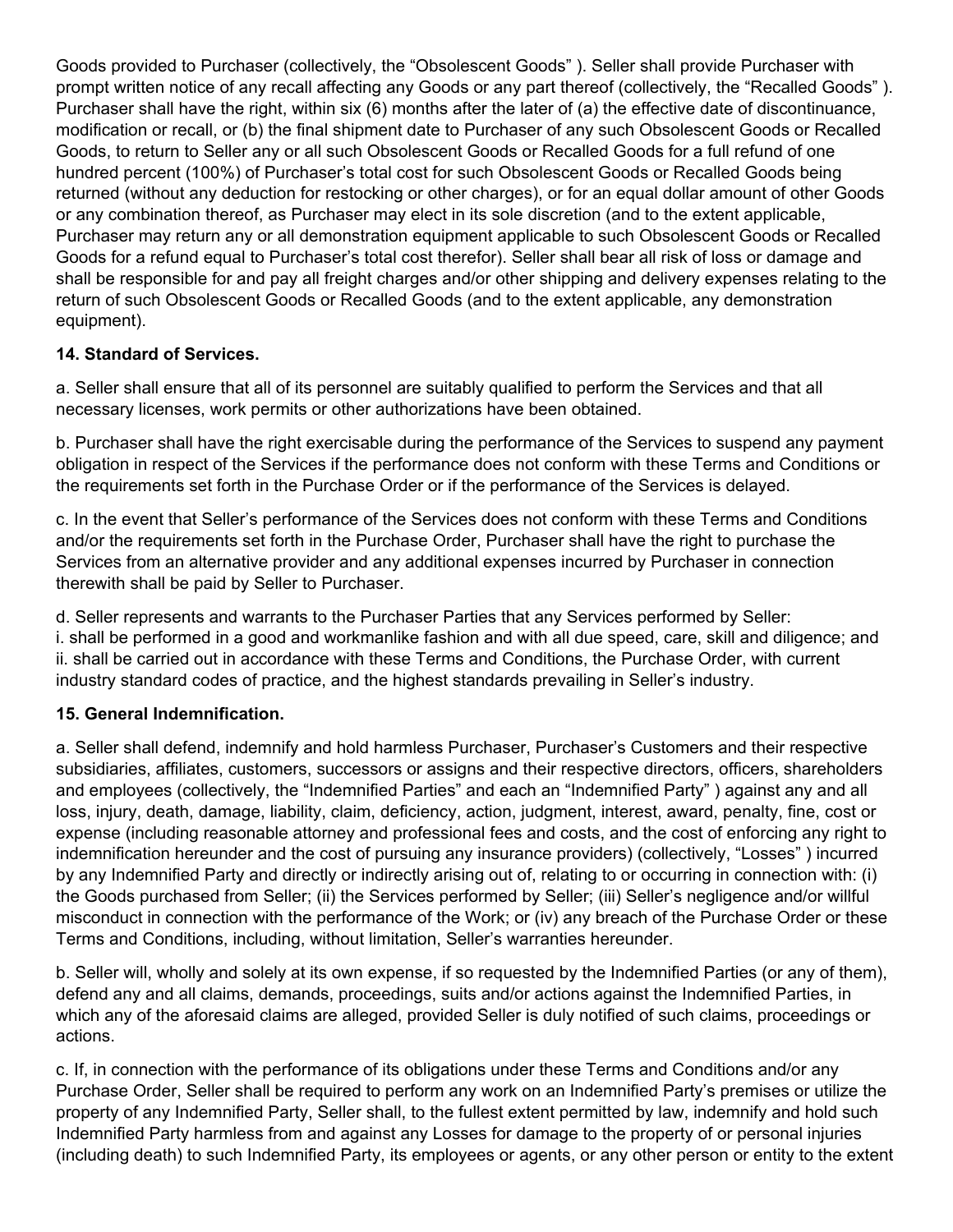Goods provided to Purchaser (collectively, the "Obsolescent Goods" ). Seller shall provide Purchaser with prompt written notice of any recall affecting any Goods or any part thereof (collectively, the "Recalled Goods" ). Purchaser shall have the right, within six (6) months after the later of (a) the effective date of discontinuance, modification or recall, or (b) the final shipment date to Purchaser of any such Obsolescent Goods or Recalled Goods, to return to Seller any or all such Obsolescent Goods or Recalled Goods for a full refund of one hundred percent (100%) of Purchaser's total cost for such Obsolescent Goods or Recalled Goods being returned (without any deduction for restocking or other charges), or for an equal dollar amount of other Goods or any combination thereof, as Purchaser may elect in its sole discretion (and to the extent applicable, Purchaser may return any or all demonstration equipment applicable to such Obsolescent Goods or Recalled Goods for a refund equal to Purchaser's total cost therefor). Seller shall bear all risk of loss or damage and shall be responsible for and pay all freight charges and/or other shipping and delivery expenses relating to the return of such Obsolescent Goods or Recalled Goods (and to the extent applicable, any demonstration equipment).

**14. Standard of Services.**

a. Seller shall ensure that all of its personnel are suitably qualified to perform the Services and that all necessary licenses, work permits or other authorizations have been obtained.

b. Purchaser shall have the right exercisable during the performance of the Services to suspend any payment obligation in respect of the Services if the performance does not conform with these Terms and Conditions or the requirements set forth in the Purchase Order or if the performance of the Services is delayed.

c. In the event that Seller's performance of the Services does not conform with these Terms and Conditions and/or the requirements set forth in the Purchase Order, Purchaser shall have the right to purchase the Services from an alternative provider and any additional expenses incurred by Purchaser in connection therewith shall be paid by Seller to Purchaser.

d. Seller represents and warrants to the Purchaser Parties that any Services performed by Seller:
i. shall be performed in a good and workmanlike fashion and with all due speed, care, skill and diligence; and
ii. shall be carried out in accordance with these Terms and Conditions, the Purchase Order, with current industry standard codes of practice, and the highest standards prevailing in Seller's industry.

**15. General Indemnification.**

a. Seller shall defend, indemnify and hold harmless Purchaser, Purchaser's Customers and their respective subsidiaries, affiliates, customers, successors or assigns and their respective directors, officers, shareholders and employees (collectively, the "Indemnified Parties" and each an "Indemnified Party" ) against any and all loss, injury, death, damage, liability, claim, deficiency, action, judgment, interest, award, penalty, fine, cost or expense (including reasonable attorney and professional fees and costs, and the cost of enforcing any right to indemnification hereunder and the cost of pursuing any insurance providers) (collectively, "Losses" ) incurred by any Indemnified Party and directly or indirectly arising out of, relating to or occurring in connection with: (i) the Goods purchased from Seller; (ii) the Services performed by Seller; (iii) Seller's negligence and/or willful misconduct in connection with the performance of the Work; or (iv) any breach of the Purchase Order or these Terms and Conditions, including, without limitation, Seller's warranties hereunder.

b. Seller will, wholly and solely at its own expense, if so requested by the Indemnified Parties (or any of them), defend any and all claims, demands, proceedings, suits and/or actions against the Indemnified Parties, in which any of the aforesaid claims are alleged, provided Seller is duly notified of such claims, proceedings or actions.

c. If, in connection with the performance of its obligations under these Terms and Conditions and/or any Purchase Order, Seller shall be required to perform any work on an Indemnified Party's premises or utilize the property of any Indemnified Party, Seller shall, to the fullest extent permitted by law, indemnify and hold such Indemnified Party harmless from and against any Losses for damage to the property of or personal injuries (including death) to such Indemnified Party, its employees or agents, or any other person or entity to the extent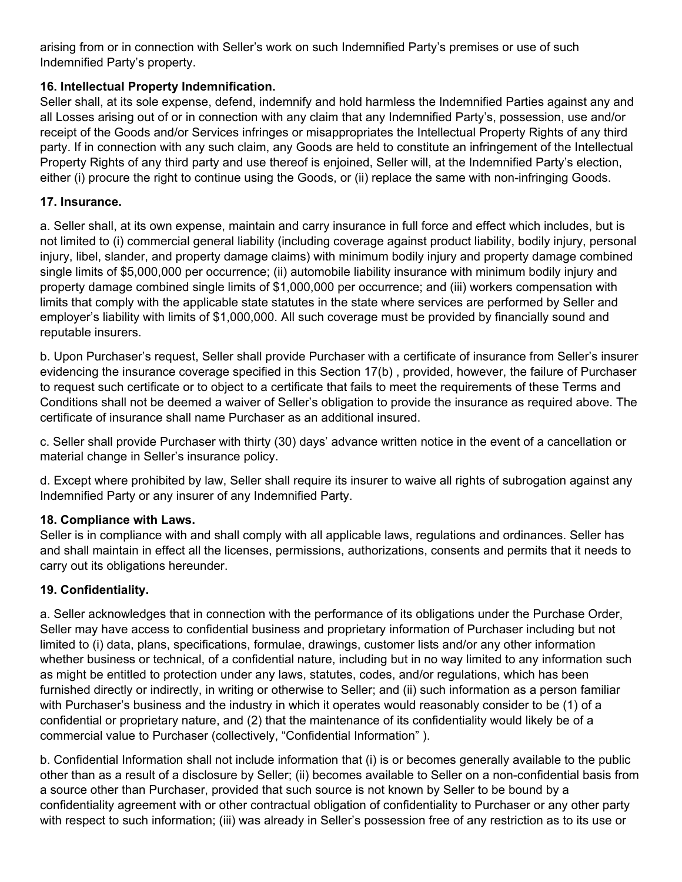arising from or in connection with Seller's work on such Indemnified Party's premises or use of such Indemnified Party's property.

**16. Intellectual Property Indemnification.**
Seller shall, at its sole expense, defend, indemnify and hold harmless the Indemnified Parties against any and all Losses arising out of or in connection with any claim that any Indemnified Party's, possession, use and/or receipt of the Goods and/or Services infringes or misappropriates the Intellectual Property Rights of any third party. If in connection with any such claim, any Goods are held to constitute an infringement of the Intellectual Property Rights of any third party and use thereof is enjoined, Seller will, at the Indemnified Party's election, either (i) procure the right to continue using the Goods, or (ii) replace the same with non-infringing Goods.

**17. Insurance.**

a. Seller shall, at its own expense, maintain and carry insurance in full force and effect which includes, but is not limited to (i) commercial general liability (including coverage against product liability, bodily injury, personal injury, libel, slander, and property damage claims) with minimum bodily injury and property damage combined single limits of $5,000,000 per occurrence; (ii) automobile liability insurance with minimum bodily injury and property damage combined single limits of $1,000,000 per occurrence; and (iii) workers compensation with limits that comply with the applicable state statutes in the state where services are performed by Seller and employer's liability with limits of $1,000,000. All such coverage must be provided by financially sound and reputable insurers.

b. Upon Purchaser's request, Seller shall provide Purchaser with a certificate of insurance from Seller's insurer evidencing the insurance coverage specified in this Section 17(b) , provided, however, the failure of Purchaser to request such certificate or to object to a certificate that fails to meet the requirements of these Terms and Conditions shall not be deemed a waiver of Seller's obligation to provide the insurance as required above. The certificate of insurance shall name Purchaser as an additional insured.

c. Seller shall provide Purchaser with thirty (30) days' advance written notice in the event of a cancellation or material change in Seller's insurance policy.

d. Except where prohibited by law, Seller shall require its insurer to waive all rights of subrogation against any Indemnified Party or any insurer of any Indemnified Party.

**18. Compliance with Laws.**
Seller is in compliance with and shall comply with all applicable laws, regulations and ordinances. Seller has and shall maintain in effect all the licenses, permissions, authorizations, consents and permits that it needs to carry out its obligations hereunder.

**19. Confidentiality.**

a. Seller acknowledges that in connection with the performance of its obligations under the Purchase Order, Seller may have access to confidential business and proprietary information of Purchaser including but not limited to (i) data, plans, specifications, formulae, drawings, customer lists and/or any other information whether business or technical, of a confidential nature, including but in no way limited to any information such as might be entitled to protection under any laws, statutes, codes, and/or regulations, which has been furnished directly or indirectly, in writing or otherwise to Seller; and (ii) such information as a person familiar with Purchaser's business and the industry in which it operates would reasonably consider to be (1) of a confidential or proprietary nature, and (2) that the maintenance of its confidentiality would likely be of a commercial value to Purchaser (collectively, "Confidential Information" ).

b. Confidential Information shall not include information that (i) is or becomes generally available to the public other than as a result of a disclosure by Seller; (ii) becomes available to Seller on a non-confidential basis from a source other than Purchaser, provided that such source is not known by Seller to be bound by a confidentiality agreement with or other contractual obligation of confidentiality to Purchaser or any other party with respect to such information; (iii) was already in Seller's possession free of any restriction as to its use or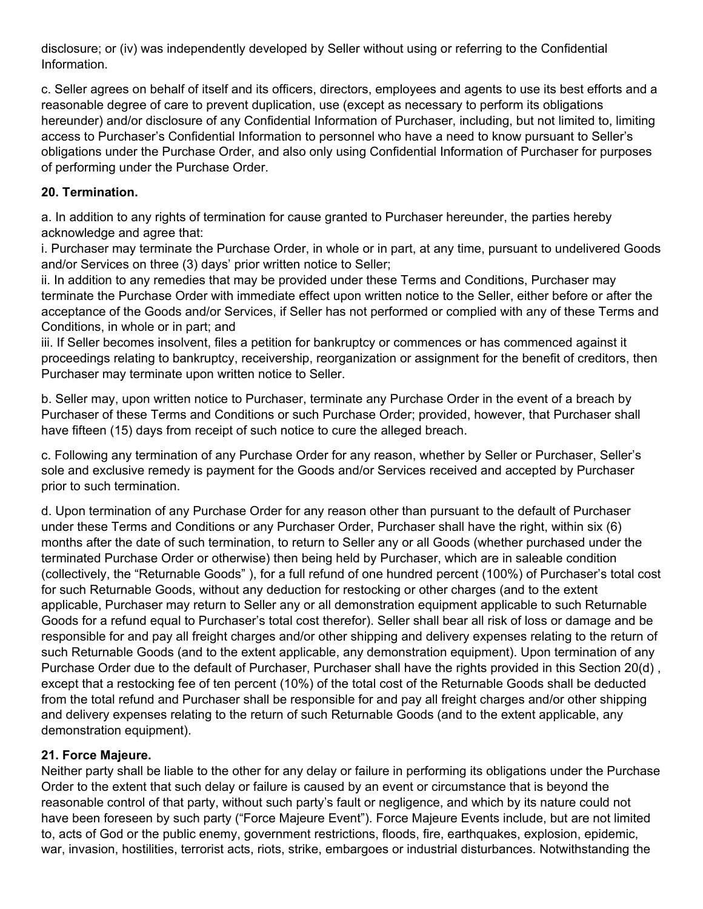disclosure; or (iv) was independently developed by Seller without using or referring to the Confidential Information.

c. Seller agrees on behalf of itself and its officers, directors, employees and agents to use its best efforts and a reasonable degree of care to prevent duplication, use (except as necessary to perform its obligations hereunder) and/or disclosure of any Confidential Information of Purchaser, including, but not limited to, limiting access to Purchaser's Confidential Information to personnel who have a need to know pursuant to Seller's obligations under the Purchase Order, and also only using Confidential Information of Purchaser for purposes of performing under the Purchase Order.

**20. Termination.**

a. In addition to any rights of termination for cause granted to Purchaser hereunder, the parties hereby acknowledge and agree that:
i. Purchaser may terminate the Purchase Order, in whole or in part, at any time, pursuant to undelivered Goods and/or Services on three (3) days' prior written notice to Seller;
ii. In addition to any remedies that may be provided under these Terms and Conditions, Purchaser may terminate the Purchase Order with immediate effect upon written notice to the Seller, either before or after the acceptance of the Goods and/or Services, if Seller has not performed or complied with any of these Terms and Conditions, in whole or in part; and
iii. If Seller becomes insolvent, files a petition for bankruptcy or commences or has commenced against it proceedings relating to bankruptcy, receivership, reorganization or assignment for the benefit of creditors, then Purchaser may terminate upon written notice to Seller.

b. Seller may, upon written notice to Purchaser, terminate any Purchase Order in the event of a breach by Purchaser of these Terms and Conditions or such Purchase Order; provided, however, that Purchaser shall have fifteen (15) days from receipt of such notice to cure the alleged breach.

c. Following any termination of any Purchase Order for any reason, whether by Seller or Purchaser, Seller's sole and exclusive remedy is payment for the Goods and/or Services received and accepted by Purchaser prior to such termination.

d. Upon termination of any Purchase Order for any reason other than pursuant to the default of Purchaser under these Terms and Conditions or any Purchaser Order, Purchaser shall have the right, within six (6) months after the date of such termination, to return to Seller any or all Goods (whether purchased under the terminated Purchase Order or otherwise) then being held by Purchaser, which are in saleable condition (collectively, the "Returnable Goods" ), for a full refund of one hundred percent (100%) of Purchaser's total cost for such Returnable Goods, without any deduction for restocking or other charges (and to the extent applicable, Purchaser may return to Seller any or all demonstration equipment applicable to such Returnable Goods for a refund equal to Purchaser's total cost therefor). Seller shall bear all risk of loss or damage and be responsible for and pay all freight charges and/or other shipping and delivery expenses relating to the return of such Returnable Goods (and to the extent applicable, any demonstration equipment). Upon termination of any Purchase Order due to the default of Purchaser, Purchaser shall have the rights provided in this Section 20(d) , except that a restocking fee of ten percent (10%) of the total cost of the Returnable Goods shall be deducted from the total refund and Purchaser shall be responsible for and pay all freight charges and/or other shipping and delivery expenses relating to the return of such Returnable Goods (and to the extent applicable, any demonstration equipment).

**21. Force Majeure.**

Neither party shall be liable to the other for any delay or failure in performing its obligations under the Purchase Order to the extent that such delay or failure is caused by an event or circumstance that is beyond the reasonable control of that party, without such party's fault or negligence, and which by its nature could not have been foreseen by such party ("Force Majeure Event"). Force Majeure Events include, but are not limited to, acts of God or the public enemy, government restrictions, floods, fire, earthquakes, explosion, epidemic, war, invasion, hostilities, terrorist acts, riots, strike, embargoes or industrial disturbances. Notwithstanding the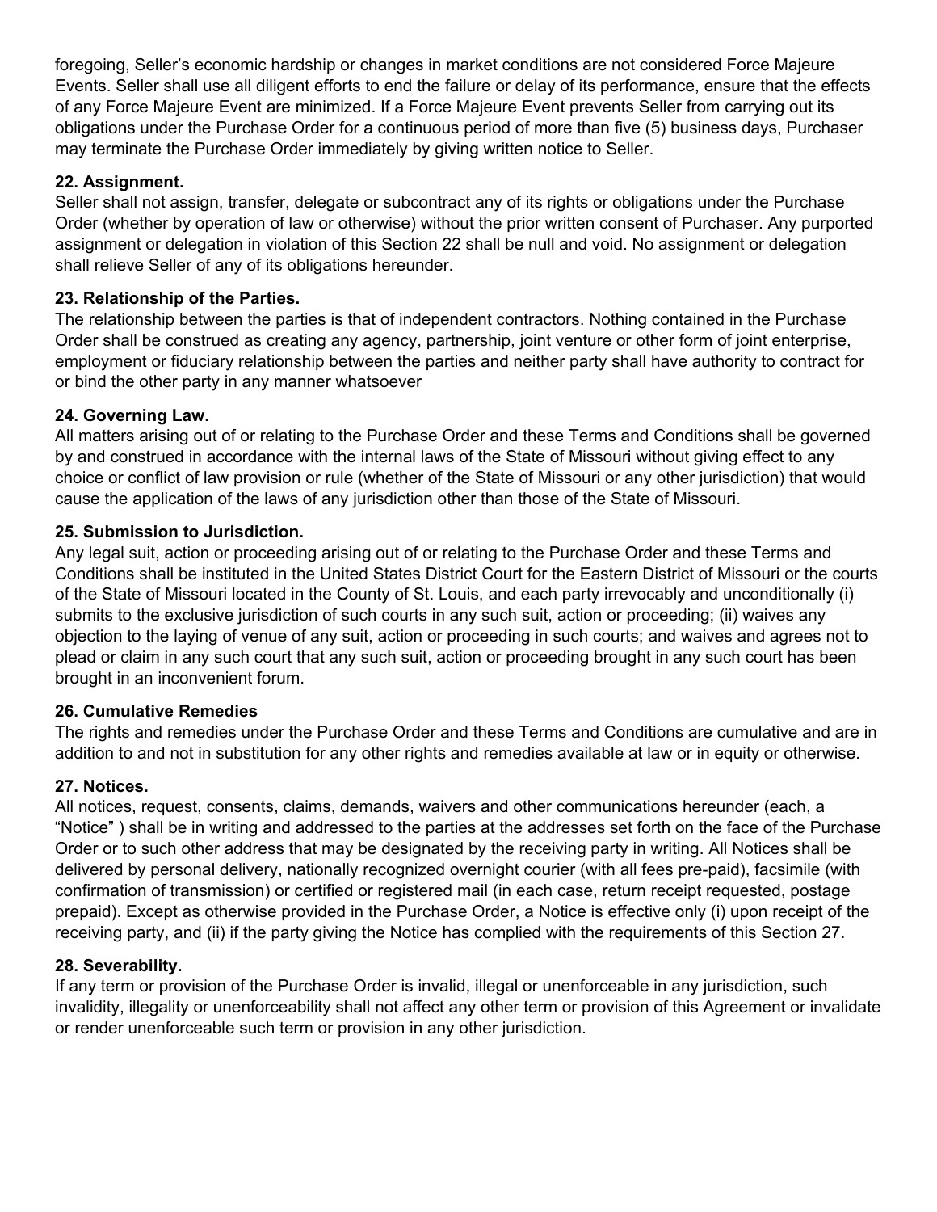foregoing, Seller's economic hardship or changes in market conditions are not considered Force Majeure Events. Seller shall use all diligent efforts to end the failure or delay of its performance, ensure that the effects of any Force Majeure Event are minimized. If a Force Majeure Event prevents Seller from carrying out its obligations under the Purchase Order for a continuous period of more than five (5) business days, Purchaser may terminate the Purchase Order immediately by giving written notice to Seller.

**22. Assignment.**
Seller shall not assign, transfer, delegate or subcontract any of its rights or obligations under the Purchase Order (whether by operation of law or otherwise) without the prior written consent of Purchaser. Any purported assignment or delegation in violation of this Section 22 shall be null and void. No assignment or delegation shall relieve Seller of any of its obligations hereunder.

**23. Relationship of the Parties.**
The relationship between the parties is that of independent contractors. Nothing contained in the Purchase Order shall be construed as creating any agency, partnership, joint venture or other form of joint enterprise, employment or fiduciary relationship between the parties and neither party shall have authority to contract for or bind the other party in any manner whatsoever

**24. Governing Law.**
All matters arising out of or relating to the Purchase Order and these Terms and Conditions shall be governed by and construed in accordance with the internal laws of the State of Missouri without giving effect to any choice or conflict of law provision or rule (whether of the State of Missouri or any other jurisdiction) that would cause the application of the laws of any jurisdiction other than those of the State of Missouri.

**25. Submission to Jurisdiction.**
Any legal suit, action or proceeding arising out of or relating to the Purchase Order and these Terms and Conditions shall be instituted in the United States District Court for the Eastern District of Missouri or the courts of the State of Missouri located in the County of St. Louis, and each party irrevocably and unconditionally (i) submits to the exclusive jurisdiction of such courts in any such suit, action or proceeding; (ii) waives any objection to the laying of venue of any suit, action or proceeding in such courts; and waives and agrees not to plead or claim in any such court that any such suit, action or proceeding brought in any such court has been brought in an inconvenient forum.

**26. Cumulative Remedies**
The rights and remedies under the Purchase Order and these Terms and Conditions are cumulative and are in addition to and not in substitution for any other rights and remedies available at law or in equity or otherwise.

**27. Notices.**
All notices, request, consents, claims, demands, waivers and other communications hereunder (each, a "Notice" ) shall be in writing and addressed to the parties at the addresses set forth on the face of the Purchase Order or to such other address that may be designated by the receiving party in writing. All Notices shall be delivered by personal delivery, nationally recognized overnight courier (with all fees pre-paid), facsimile (with confirmation of transmission) or certified or registered mail (in each case, return receipt requested, postage prepaid). Except as otherwise provided in the Purchase Order, a Notice is effective only (i) upon receipt of the receiving party, and (ii) if the party giving the Notice has complied with the requirements of this Section 27.

**28. Severability.**
If any term or provision of the Purchase Order is invalid, illegal or unenforceable in any jurisdiction, such invalidity, illegality or unenforceability shall not affect any other term or provision of this Agreement or invalidate or render unenforceable such term or provision in any other jurisdiction.